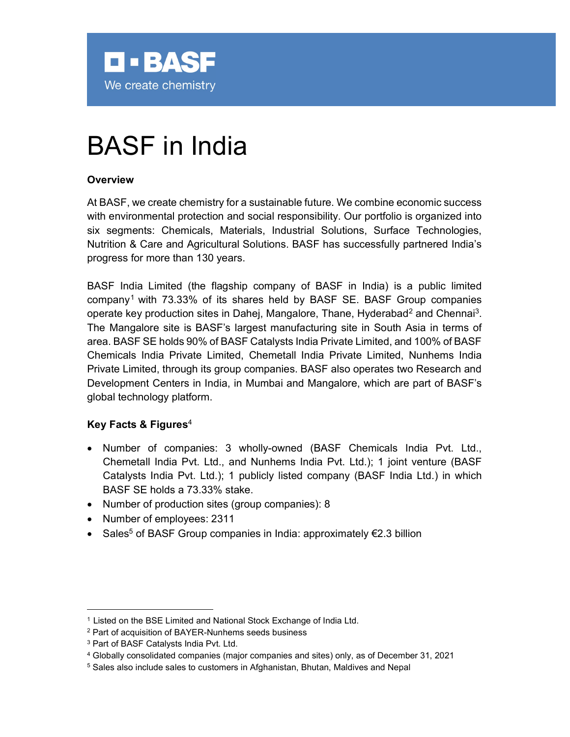# BASF in India

**Overview**

At BASF, we create chemistry for a sustainable future. We combine economic success with environmental protection and social responsibility. Our portfolio is organized into six segments: Chemicals, Materials, Industrial Solutions, Surface Technologies, Nutrition & Care and Agricultural Solutions. BASF has successfully partnered India's progress for more than 130 years.

BASF India Limited (the flagship company of BASF in India) is a public limited company[1] with 73.33% of its shares held by BASF SE. BASF Group companies operate key production sites in Dahej, Mangalore, Thane, Hyderabad[2] and Chennai[3]. The Mangalore site is BASF's largest manufacturing site in South Asia in terms of area. BASF SE holds 90% of BASF Catalysts India Private Limited, and 100% of BASF Chemicals India Private Limited, Chemetall India Private Limited, Nunhems India Private Limited, through its group companies. BASF also operates two Research and Development Centers in India, in Mumbai and Mangalore, which are part of BASF's global technology platform.

**Key Facts & Figures**[4]

- Number of companies: 3 wholly-owned (BASF Chemicals India Pvt. Ltd., Chemetall India Pvt. Ltd., and Nunhems India Pvt. Ltd.); 1 joint venture (BASF Catalysts India Pvt. Ltd.); 1 publicly listed company (BASF India Ltd.) in which BASF SE holds a 73.33% stake.
- Number of production sites (group companies): 8
- Number of employees: 2311
- Sales[5] of BASF Group companies in India: approximately €2.3 billion

---

[1] Listed on the BSE Limited and National Stock Exchange of India Ltd.

[2] Part of acquisition of BAYER-Nunhems seeds business

[3] Part of BASF Catalysts India Pvt. Ltd.

[4] Globally consolidated companies (major companies and sites) only, as of December 31, 2021

[5] Sales also include sales to customers in Afghanistan, Bhutan, Maldives and Nepal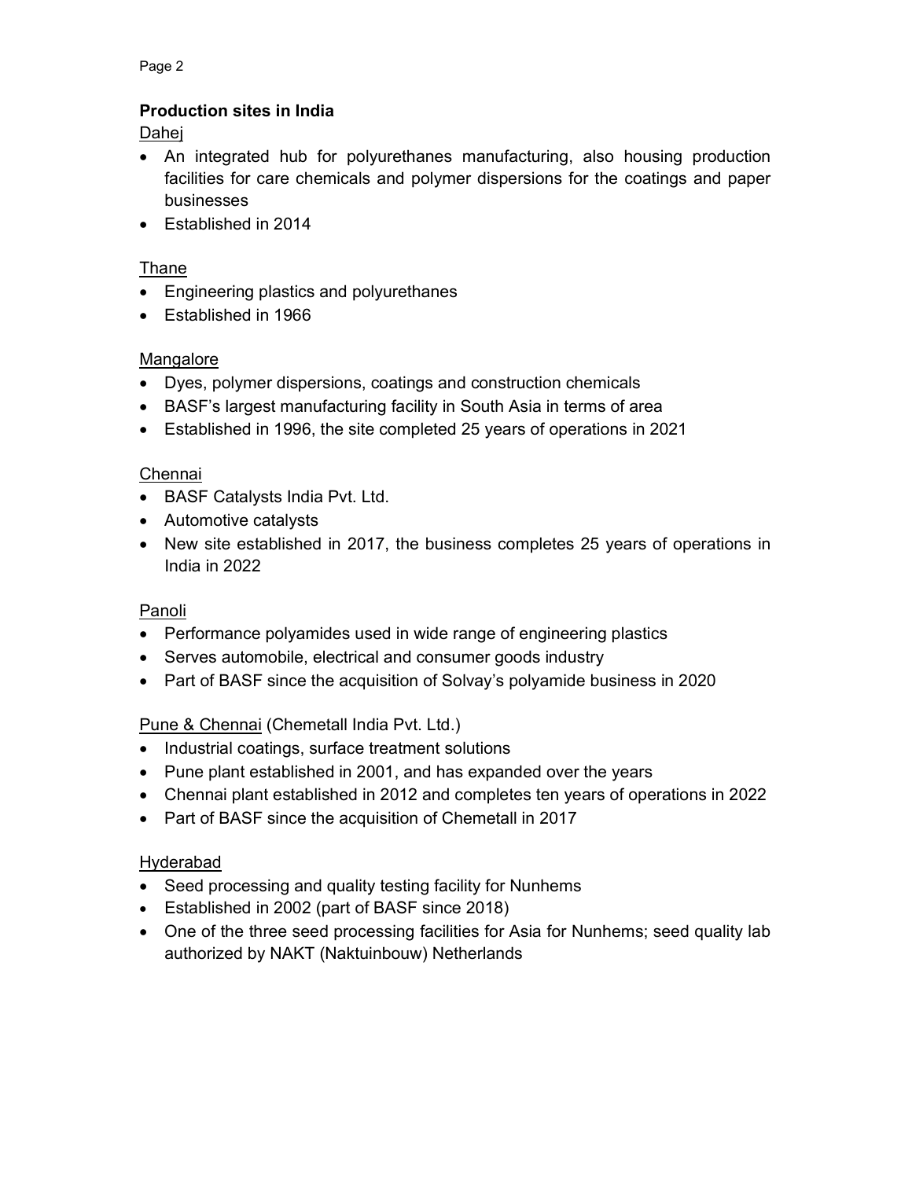**Production sites in India**

Dahej

- An integrated hub for polyurethanes manufacturing, also housing production facilities for care chemicals and polymer dispersions for the coatings and paper businesses
- Established in 2014

Thane

- Engineering plastics and polyurethanes
- Established in 1966

Mangalore

- Dyes, polymer dispersions, coatings and construction chemicals
- BASF's largest manufacturing facility in South Asia in terms of area
- Established in 1996, the site completed 25 years of operations in 2021

Chennai

- BASF Catalysts India Pvt. Ltd.
- Automotive catalysts
- New site established in 2017, the business completes 25 years of operations in India in 2022

Panoli

- Performance polyamides used in wide range of engineering plastics
- Serves automobile, electrical and consumer goods industry
- Part of BASF since the acquisition of Solvay's polyamide business in 2020

Pune & Chennai (Chemetall India Pvt. Ltd.)

- Industrial coatings, surface treatment solutions
- Pune plant established in 2001, and has expanded over the years
- Chennai plant established in 2012 and completes ten years of operations in 2022
- Part of BASF since the acquisition of Chemetall in 2017

Hyderabad

- Seed processing and quality testing facility for Nunhems
- Established in 2002 (part of BASF since 2018)
- One of the three seed processing facilities for Asia for Nunhems; seed quality lab authorized by NAKT (Naktuinbouw) Netherlands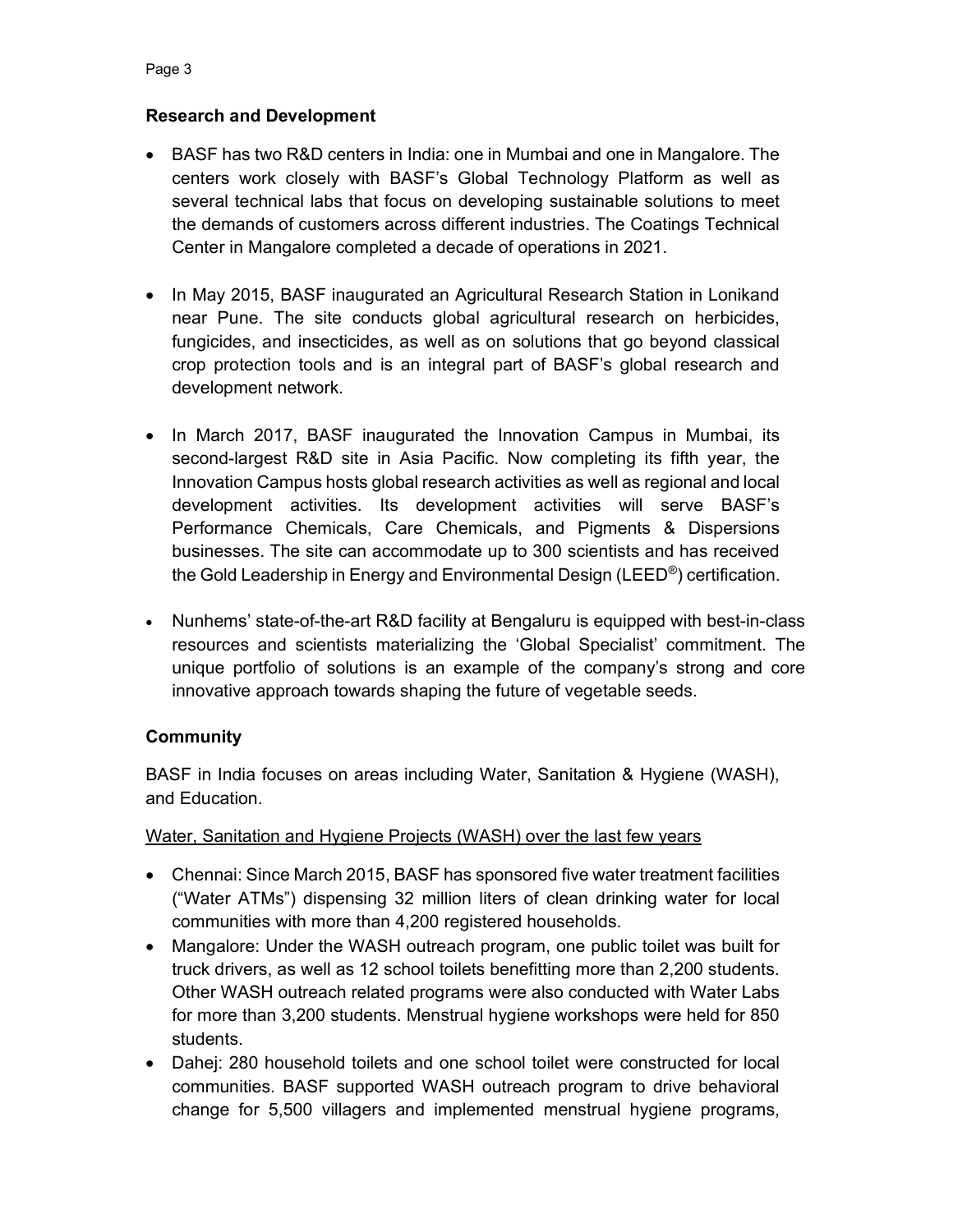## Research and Development

- BASF has two R&D centers in India: one in Mumbai and one in Mangalore. The centers work closely with BASF's Global Technology Platform as well as several technical labs that focus on developing sustainable solutions to meet the demands of customers across different industries. The Coatings Technical Center in Mangalore completed a decade of operations in 2021.

- In May 2015, BASF inaugurated an Agricultural Research Station in Lonikand near Pune. The site conducts global agricultural research on herbicides, fungicides, and insecticides, as well as on solutions that go beyond classical crop protection tools and is an integral part of BASF's global research and development network.

- In March 2017, BASF inaugurated the Innovation Campus in Mumbai, its second-largest R&D site in Asia Pacific. Now completing its fifth year, the Innovation Campus hosts global research activities as well as regional and local development activities. Its development activities will serve BASF's Performance Chemicals, Care Chemicals, and Pigments & Dispersions businesses. The site can accommodate up to 300 scientists and has received the Gold Leadership in Energy and Environmental Design (LEED®) certification.

- Nunhems' state-of-the-art R&D facility at Bengaluru is equipped with best-in-class resources and scientists materializing the 'Global Specialist' commitment. The unique portfolio of solutions is an example of the company's strong and core innovative approach towards shaping the future of vegetable seeds.

## Community

BASF in India focuses on areas including Water, Sanitation & Hygiene (WASH), and Education.

<u>Water, Sanitation and Hygiene Projects (WASH) over the last few years</u>

- Chennai: Since March 2015, BASF has sponsored five water treatment facilities ("Water ATMs") dispensing 32 million liters of clean drinking water for local communities with more than 4,200 registered households.
- Mangalore: Under the WASH outreach program, one public toilet was built for truck drivers, as well as 12 school toilets benefitting more than 2,200 students. Other WASH outreach related programs were also conducted with Water Labs for more than 3,200 students. Menstrual hygiene workshops were held for 850 students.
- Dahej: 280 household toilets and one school toilet were constructed for local communities. BASF supported WASH outreach program to drive behavioral change for 5,500 villagers and implemented menstrual hygiene programs,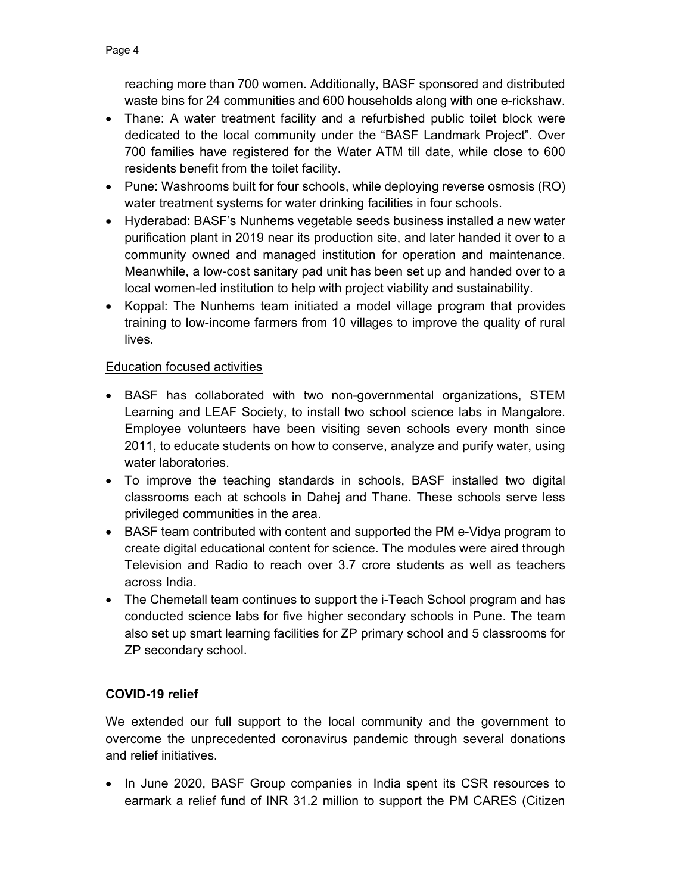reaching more than 700 women. Additionally, BASF sponsored and distributed waste bins for 24 communities and 600 households along with one e-rickshaw.

- Thane: A water treatment facility and a refurbished public toilet block were dedicated to the local community under the "BASF Landmark Project". Over 700 families have registered for the Water ATM till date, while close to 600 residents benefit from the toilet facility.
- Pune: Washrooms built for four schools, while deploying reverse osmosis (RO) water treatment systems for water drinking facilities in four schools.
- Hyderabad: BASF's Nunhems vegetable seeds business installed a new water purification plant in 2019 near its production site, and later handed it over to a community owned and managed institution for operation and maintenance. Meanwhile, a low-cost sanitary pad unit has been set up and handed over to a local women-led institution to help with project viability and sustainability.
- Koppal: The Nunhems team initiated a model village program that provides training to low-income farmers from 10 villages to improve the quality of rural lives.

<u>Education focused activities</u>

- BASF has collaborated with two non-governmental organizations, STEM Learning and LEAF Society, to install two school science labs in Mangalore. Employee volunteers have been visiting seven schools every month since 2011, to educate students on how to conserve, analyze and purify water, using water laboratories.
- To improve the teaching standards in schools, BASF installed two digital classrooms each at schools in Dahej and Thane. These schools serve less privileged communities in the area.
- BASF team contributed with content and supported the PM e-Vidya program to create digital educational content for science. The modules were aired through Television and Radio to reach over 3.7 crore students as well as teachers across India.
- The Chemetall team continues to support the i-Teach School program and has conducted science labs for five higher secondary schools in Pune. The team also set up smart learning facilities for ZP primary school and 5 classrooms for ZP secondary school.

**COVID-19 relief**

We extended our full support to the local community and the government to overcome the unprecedented coronavirus pandemic through several donations and relief initiatives.

- In June 2020, BASF Group companies in India spent its CSR resources to earmark a relief fund of INR 31.2 million to support the PM CARES (Citizen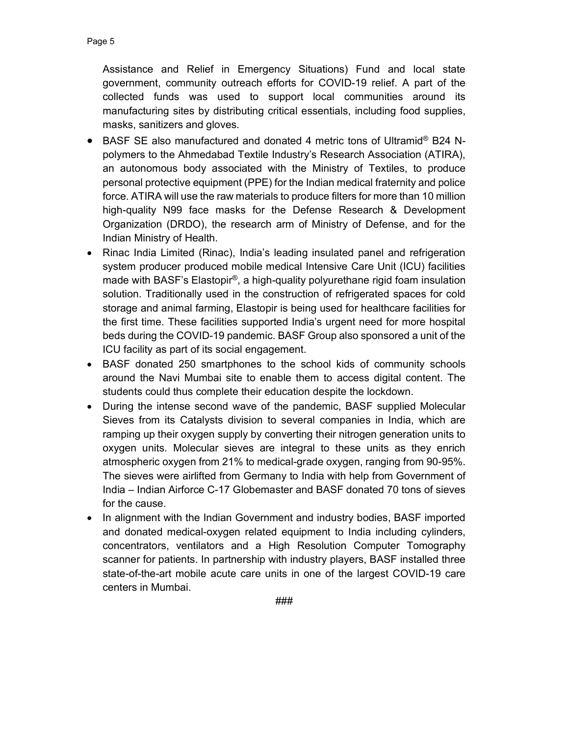Assistance and Relief in Emergency Situations) Fund and local state government, community outreach efforts for COVID-19 relief. A part of the collected funds was used to support local communities around its manufacturing sites by distributing critical essentials, including food supplies, masks, sanitizers and gloves.

- BASF SE also manufactured and donated 4 metric tons of Ultramid® B24 N-polymers to the Ahmedabad Textile Industry's Research Association (ATIRA), an autonomous body associated with the Ministry of Textiles, to produce personal protective equipment (PPE) for the Indian medical fraternity and police force. ATIRA will use the raw materials to produce filters for more than 10 million high-quality N99 face masks for the Defense Research & Development Organization (DRDO), the research arm of Ministry of Defense, and for the Indian Ministry of Health.
- Rinac India Limited (Rinac), India's leading insulated panel and refrigeration system producer produced mobile medical Intensive Care Unit (ICU) facilities made with BASF's Elastopir®, a high-quality polyurethane rigid foam insulation solution. Traditionally used in the construction of refrigerated spaces for cold storage and animal farming, Elastopir is being used for healthcare facilities for the first time. These facilities supported India's urgent need for more hospital beds during the COVID-19 pandemic. BASF Group also sponsored a unit of the ICU facility as part of its social engagement.
- BASF donated 250 smartphones to the school kids of community schools around the Navi Mumbai site to enable them to access digital content. The students could thus complete their education despite the lockdown.
- During the intense second wave of the pandemic, BASF supplied Molecular Sieves from its Catalysts division to several companies in India, which are ramping up their oxygen supply by converting their nitrogen generation units to oxygen units. Molecular sieves are integral to these units as they enrich atmospheric oxygen from 21% to medical-grade oxygen, ranging from 90-95%. The sieves were airlifted from Germany to India with help from Government of India – Indian Airforce C-17 Globemaster and BASF donated 70 tons of sieves for the cause.
- In alignment with the Indian Government and industry bodies, BASF imported and donated medical-oxygen related equipment to India including cylinders, concentrators, ventilators and a High Resolution Computer Tomography scanner for patients. In partnership with industry players, BASF installed three state-of-the-art mobile acute care units in one of the largest COVID-19 care centers in Mumbai.

###